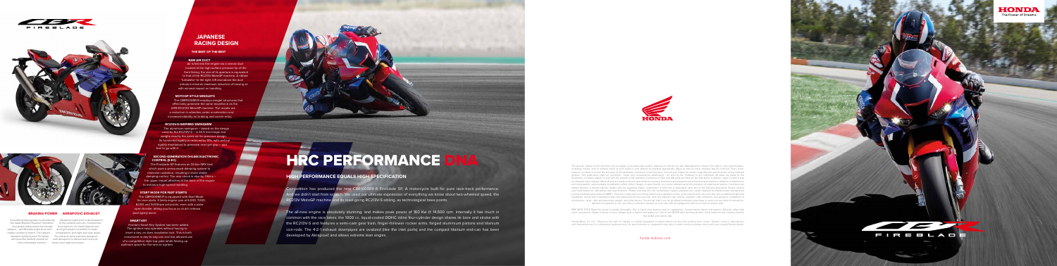# JAPANESE RACING DESIGN

### THE BEST OF THE BEST

**RAM AIR DUCT**

Air is fed into the engine via a central duct located at the high-pressure point of the front fairing; the size of its aperture is equivalent to that of the RC213V MotoGP machine. A ribbed 'funnel' to the right and straight airbox entrance ensures maximum reduction of mixing air with resultant rapid air handling.

**MOTOGP STYLE WINGLETS**

The CBR1000RR-R employs winglet structures that effectively generate the same downforce as the 2018 RC213V MotoGP machine. The result: an reduction in wheelies under acceleration and increased stability on braking and corner entry.

**RC213V-INSPIRED SWINGARM**

The aluminium swingarm – based on the design used by the RC213V-S – is 30.5 mm longer but weighs exactly the same as the previous design. Its horizontal rigidity is reduced by 15%, with vertical rigidity maintained to generate rear tyre grip – and feel to go with it.

**SECOND-GENERATION ÖHLINS ELECTRONIC CONTROL (S-EC)**

The Fireblade SP features an Öhlins NPX fork, which uses a pressurised damping system to minimise cavitation, resulting in more stable damping performance. The rear shock is also Öhlins, the upper mount attached at the back of the engine to enhance high-speed handling.

**START MODE FOR FAST STARTS**

The CBR1000RR-R is equipped with Start Mode for race starts. It limits engine rpm at 6,000, 7,000, 8,000 and 9,000 rpm setpoints, even with a wide open throttle, letting you focus on clutch release (and lights) alone.

**SMART KEY**

Honda's Smart Key System has been added. The ignition now operates without having to insert a key, as does fuel-filler lock. This is both convenient in day-to-day use and has allowed use of a competition-style top yoke while freeing up valuable space for the sensor system.

**BRAKING POWER**

Incredible braking power is provided by the latest Brembo Stylema® monobloc four-piston radial mount front brake calipers – with 330 mm brake discs and master-cylinder to match. The calipers maximise cooling for brake-fluid temperature with less fluid surface volume for more immediate action.

**AKRAPOVIČ EXHAUST**

Akrapovič partnered in development of the exhaust (titanium). Constructed from titanium, its small chamber and straight weight contribute to mass centralisation and right-side rear weight. The exhaust valve actuation designed with Akrapovič to deliver both low-end torque and high-rpm power.

# HRC PERFORMANCE DNA

## HIGH PERFORMANCE EQUALS HIGH SPECIFICATION

Competition has produced the new CBR1000RR-R Fireblade SP. A motorcycle built for pure race-track performance. And we didn't start from scratch. We used our ultimate expression of everything we know about two-wheeled speed, the RC213V MotoGP machine and its road-going RC213V-S sibling, as technological base points.

The all-new engine is absolutely stunning, and makes peak power of 160 Kw @ 14,500 rpm. Internally it has much in common with the race bikes; the 1000 cc, liquid-cooled DOHC inline four-cylinder design shares its bore and stroke with the RC213V-S and features a semi-cam gear train, finger-follower rocker arms, forged aluminium pistons and titanium con-rods. The 4-2-1 exhaust downpipes are ovalized (like the inlet ports) and the compact titanium end-can has been developed by Akrapovič and allows extreme lean angles.

honda-redirect.com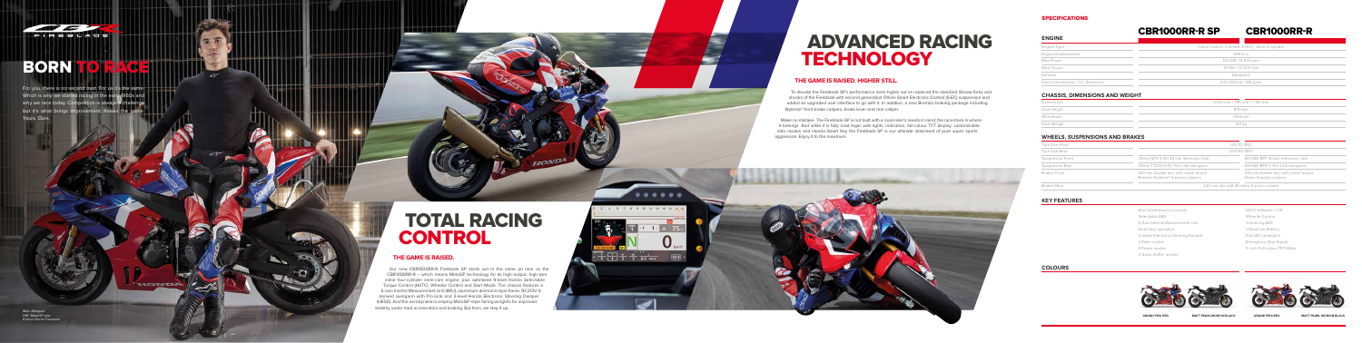# BORN TO RACE

For you, there is no second best. Nor us. It's the same. Which is why we started racing in the early 1960s and why we race today. Competition is always a challenge but it's what brings improvement. Raises the game. Yours. Ours.

*Marc Marquez*
*HRC MotoGP rider*
*8-times World Champion*

# ADVANCED RACING TECHNOLOGY

## THE GAME IS RAISED. HIGHER STILL.

To elevate the Fireblade SP's performance even higher we've replaced the standard Showa forks and shocks of the Fireblade with second generation Öhlins Smart Electronic Control (S-EC) suspension and added an upgraded user interface to go with it. In addition, a new Brembo braking package including Stylema® front brake calipers, brake lever and rear caliper.

Make no mistake. The Fireblade SP is not built with a roadrider's needs in mind: the race-track is where it belongs. And while it is fully road legal, with lights, indicators, full-colour TFT display, customisable rider modes and Honda Smart Key the Fireblade SP is our ultimate statement of pure super sports aggression. Enjoy it to the maximum.

# TOTAL RACING CONTROL

## THE GAME IS RAISED.

Our new CBR1000RR-R Fireblade SP starts out in the same pit lane as the CBR1000RR-R – which means MotoGP technology for its high-output, high-rpm inline four-cylinder same-core engine, plus optimised 9-level Honda Selectable Torque Control (HSTC), Wheelie Control and Start Mode. The chassis features a 6-axis Inertial Measurement Unit (IMU), aluminium diamond-style frame, RC213V-derived swingarm with Pro-Link and 3-level Honda Electronic Steering Damper (HESD). And the aerodynamics employ MotoGP-style fairing winglets for improved stability under hard acceleration and braking. But then, we step it up...

## SPECIFICATIONS

| | CBR1000RR-R SP | CBR1000RR-R |
|---|---|---|
| **ENGINE** | | |
| Engine Type | Liquid-cooled, 4-stroke, DOHC, inline 4-cylinder | |
| Engine Displacement | 999.9 cc | |
| Max Power | 160 kW / 14,500 rpm | |
| Max Torque | 113 Nm / 12,500 rpm | |
| Exhaust | Akrapovič | |
| Fuel Consumption / $CO_2$ Emissions | 6.3 l/100 km / 148 g/km | |
| **CHASSIS, DIMENSIONS AND WEIGHT** | | |
| Dimensions | 2,100 mm × 745 mm × 1,140 mm | |
| Seat Height | 830 mm | |
| Wheelbase | 1455 mm | |
| Kerb Weight | 201 kg | |
| **WHEELS, SUSPENSIONS AND BRAKES** | | |
| Tyre Size Front | 120/70-ZR17 | |
| Tyre Size Rear | 200/55-ZR17 | |
| Suspension Front | Öhlins NPX S-EC 43 mm telescopic fork | SHOWA BPF 43 mm telescopic fork |
| Suspension Rear | Öhlins TTX36 S-EC Pro-Link swingarm | SHOWA BFRC Pro-Link swingarm |
| Brakes Front | 330 mm double disc with radial mount Brembo Stylema® 4-piston calipers | 330 mm double disc with radial mount Nissin 4-piston calipers |
| Brakes Rear | 220 mm disc with Brembo 2-piston caliper | |

## KEY FEATURES

- Start mode (launch control)
- Selectable ABS
- 6-axis Inertial Measurement Unit
- Smart key operation
- 3-mode Electronic Steering Damper
- 3 Rider modes
- 5 Power modes
- 3 Quick Shifter modes
- HSTC 9 Modes + Off
- Wheelie Control
- Cornering ABS
- Lithium Ion Battery
- Full LED Headlights
- Emergency Stop Signal
- 5-inch Full colour TFT Meter

## COLOURS

GRAND PRIX RED | MATT PEARL MORION BLACK | GRAND PRIX RED | MATT PEARL MORION BLACK